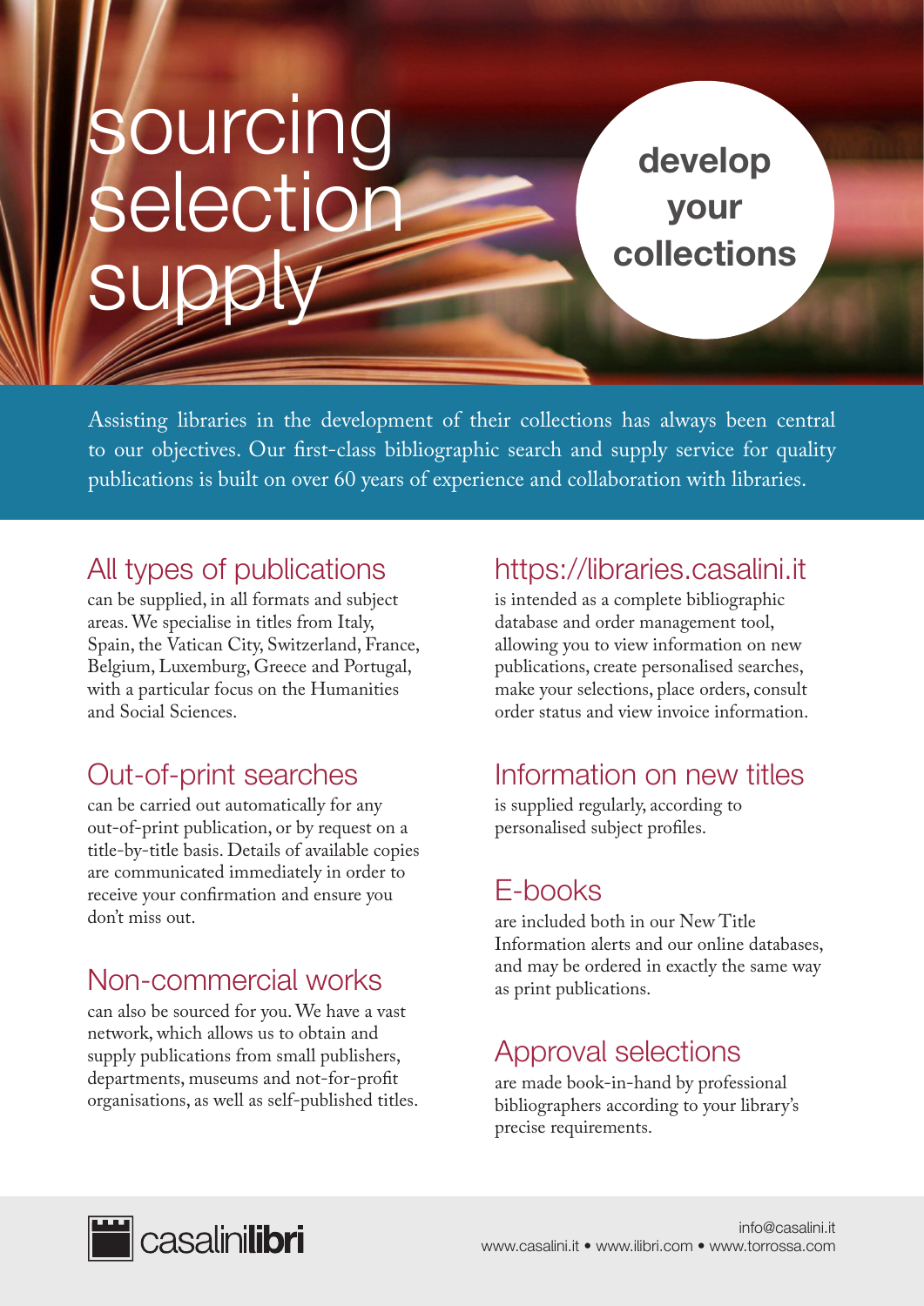# sourcing selection supply

**develop your collections**

Assisting libraries in the development of their collections has always been central to our objectives. Our first-class bibliographic search and supply service for quality publications is built on over 60 years of experience and collaboration with libraries.

## All types of publications

can be supplied, in all formats and subject areas. We specialise in titles from Italy, Spain, the Vatican City, Switzerland, France, Belgium, Luxemburg, Greece and Portugal, with a particular focus on the Humanities and Social Sciences.

## Out-of-print searches

can be carried out automatically for any out-of-print publication, or by request on a title-by-title basis. Details of available copies are communicated immediately in order to receive your confirmation and ensure you don't miss out.

## Non-commercial works

can also be sourced for you. We have a vast network, which allows us to obtain and supply publications from small publishers, departments, museums and not-for-profit organisations, as well as self-published titles.

## https://libraries.casalini.it

is intended as a complete bibliographic database and order management tool, allowing you to view information on new publications, create personalised searches, make your selections, place orders, consult order status and view invoice information.

## Information on new titles

is supplied regularly, according to personalised subject profiles.

## E-books

are included both in our New Title Information alerts and our online databases, and may be ordered in exactly the same way as print publications.

## Approval selections

are made book-in-hand by professional bibliographers according to your library's precise requirements.

casalini**libri**

info@casalini.it
www.casalini.it • www.ilibri.com • www.torrossa.com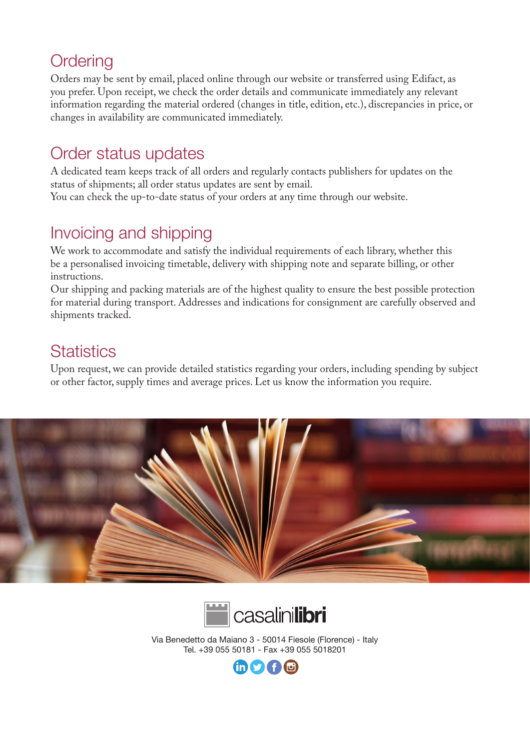## Ordering

Orders may be sent by email, placed online through our website or transferred using Edifact, as you prefer. Upon receipt, we check the order details and communicate immediately any relevant information regarding the material ordered (changes in title, edition, etc.), discrepancies in price, or changes in availability are communicated immediately.

## Order status updates

A dedicated team keeps track of all orders and regularly contacts publishers for updates on the status of shipments; all order status updates are sent by email.
You can check the up-to-date status of your orders at any time through our website.

## Invoicing and shipping

We work to accommodate and satisfy the individual requirements of each library, whether this be a personalised invoicing timetable, delivery with shipping note and separate billing, or other instructions.
Our shipping and packing materials are of the highest quality to ensure the best possible protection for material during transport. Addresses and indications for consignment are carefully observed and shipments tracked.

## Statistics

Upon request, we can provide detailed statistics regarding your orders, including spending by subject or other factor, supply times and average prices. Let us know the information you require.

casalini**libri**

Via Benedetto da Maiano 3 - 50014 Fiesole (Florence) - Italy
Tel. +39 055 50181 - Fax +39 055 5018201